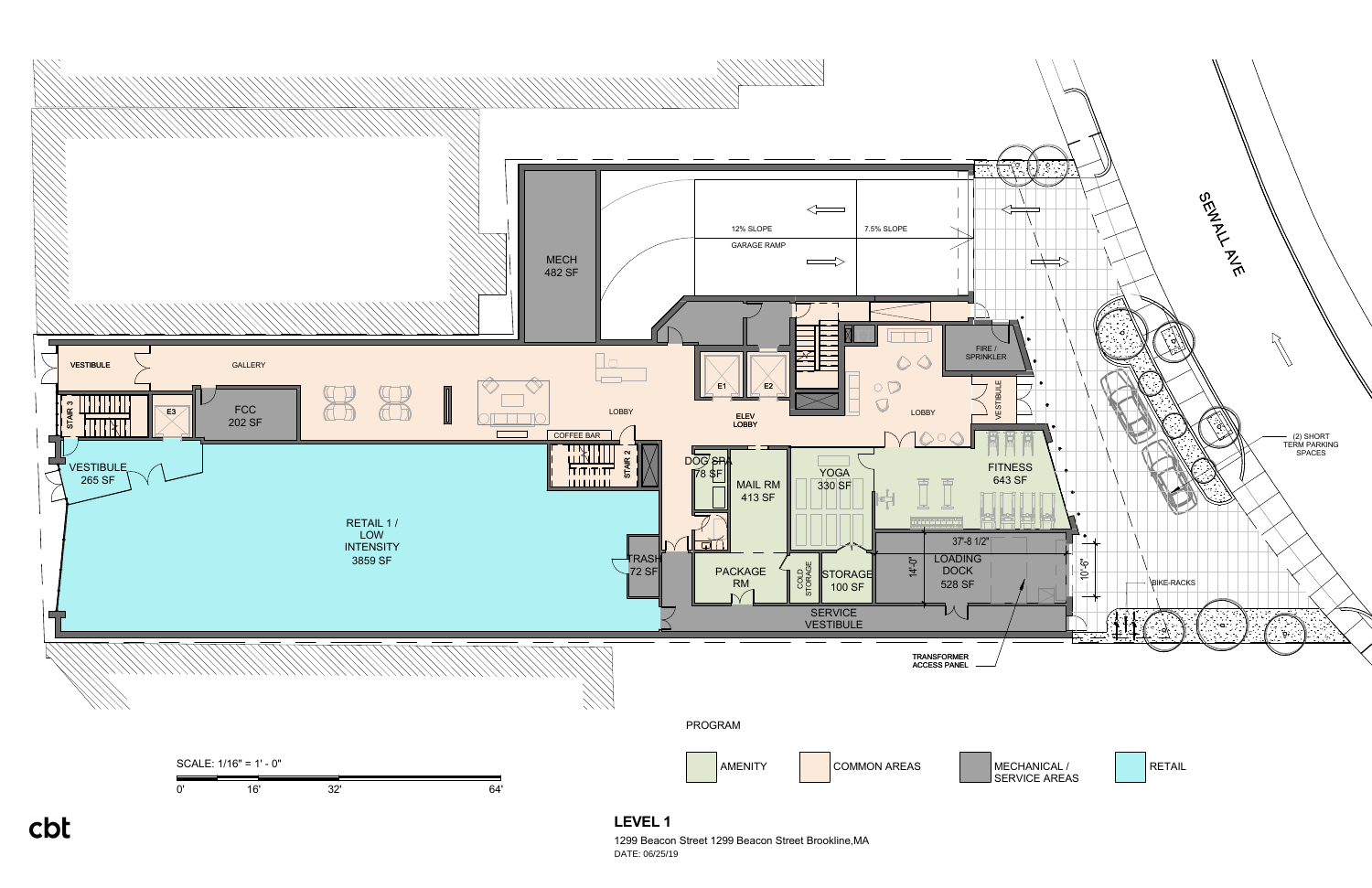# LEVEL 1

1299 Beacon Street 1299 Beacon Street Brookline,MA

DATE: 06/25/19

SCALE: 1/16" = 1' - 0"

0' 16' 32' 64'

SEWALL AVE

MECH 482 SF

12% SLOPE

GARAGE RAMP

7.5% SLOPE

VESTIBULE

GALLERY

STAIR 3

E3

FCC 202 SF

LOBBY

COFFEE BAR

STAIR 2

E1

E2

ELEV LOBBY

LOBBY

FIRE / SPRINKLER

VESTIBULE

VESTIBULE 265 SF

RETAIL 1 / LOW INTENSITY 3859 SF

DOG SPA 78 SF

MAIL RM 413 SF

YOGA 330 SF

FITNESS 643 SF

TRASH 72 SF

PACKAGE RM

COLD STORAGE

STORAGE 100 SF

37'-8 1/2"

14'-0"

LOADING DOCK 528 SF

10'-6"

SERVICE VESTIBULE

TRANSFORMER ACCESS PANEL

BIKE-RACKS

(2) SHORT TERM PARKING SPACES

PROGRAM

- AMENITY
- COMMON AREAS
- MECHANICAL / SERVICE AREAS
- RETAIL

cbt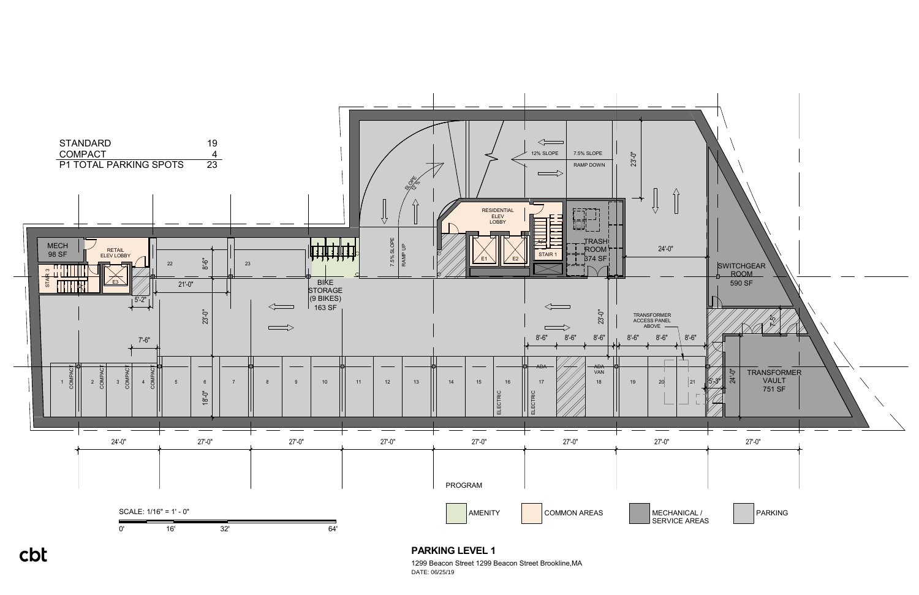| STANDARD | 19 |
| --- | --- |
| COMPACT | 4 |
| P1 TOTAL PARKING SPOTS | 23 |

MECH
98 SF

RETAIL ELEV LOBBY

STAIR 3

E3

RESIDENTIAL ELEV LOBBY

E1 E2

STAIR 1

TRASH ROOM
374 SF

BIKE STORAGE
(9 BIKES)
163 SF

SWITCHGEAR ROOM
590 SF

TRANSFORMER VAULT
751 SF

TRANSFORMER ACCESS PANEL ABOVE

12% SLOPE

7.5% SLOPE

RAMP DOWN

SLOPE 12%

7.5% SLOPE RAMP UP

ADA

ADA VAN

ELECTRIC

COMPACT

PROGRAM

AMENITY | COMMON AREAS | MECHANICAL / SERVICE AREAS | PARKING

SCALE: 1/16" = 1' - 0"

0' 16' 32' 64'

cbt

## PARKING LEVEL 1

1299 Beacon Street 1299 Beacon Street Brookline,MA

DATE: 06/25/19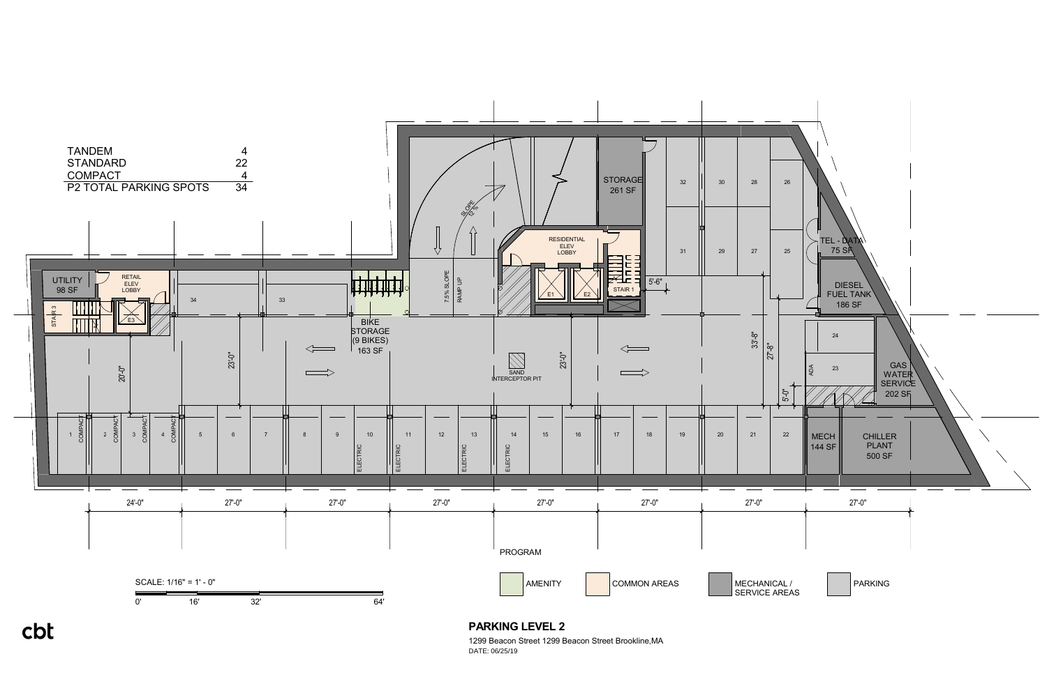| | |
|---|---|
| TANDEM | 4 |
| STANDARD | 22 |
| COMPACT | 4 |
| P2 TOTAL PARKING SPOTS | 34 |

UTILITY 98 SF

RETAIL ELEV LOBBY

STAIR 3

E3

BIKE STORAGE (9 BIKES) 163 SF

7.5% SLOPE RAMP UP

SLOPE 12%

RESIDENTIAL ELEV LOBBY

E1

E2

STAIR 1

STORAGE 261 SF

5'-6"

TEL - DATA 75 SF

DIESEL FUEL TANK 186 SF

GAS WATER SERVICE 202 SF

MECH 144 SF

CHILLER PLANT 500 SF

SAND INTERCEPTOR PIT

ADA

20'-0"

23'-0"

23'-0"

33'-8"

27'-8"

5'-0"

1 COMPACT, 2 COMPACT, 3 COMPACT, 4 COMPACT, 5, 6, 7, 8, 9, 10 ELECTRIC, 11 ELECTRIC, 12, 13 ELECTRIC, 14 ELECTRIC, 15, 16, 17, 18, 19, 20, 21, 22, 23, 24, 25, 26, 27, 28, 29, 30, 31, 32, 33, 34

24'-0" 27'-0" 27'-0" 27'-0" 27'-0" 27'-0" 27'-0" 27'-0"

PROGRAM

AMENITY

COMMON AREAS

MECHANICAL / SERVICE AREAS

PARKING

SCALE: 1/16" = 1' - 0"

0' 16' 32' 64'

cbt

## PARKING LEVEL 2

1299 Beacon Street 1299 Beacon Street Brookline,MA

DATE: 06/25/19